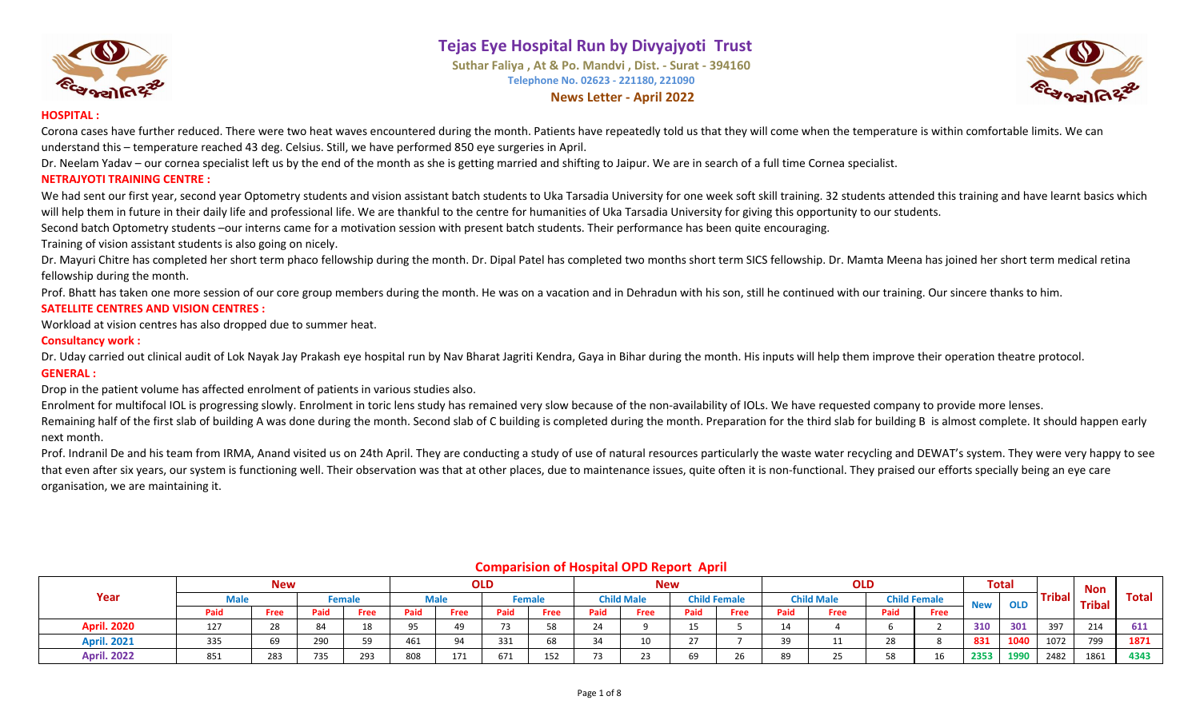# Tejas Eye Hospital Run by Divyajyoti Trust

Suthar Faliya , At & Po. Mandvi , Dist. - Surat - 394160

Telephone No. 02623 - 221180, 221090

**News Letter - April 2022**

**HOSPITAL :**

Corona cases have further reduced. There were two heat waves encountered during the month. Patients have repeatedly told us that they will come when the temperature is within comfortable limits. We can understand this – temperature reached 43 deg. Celsius. Still, we have performed 850 eye surgeries in April.

Dr. Neelam Yadav – our cornea specialist left us by the end of the month as she is getting married and shifting to Jaipur. We are in search of a full time Cornea specialist.

**NETRAJYOTI TRAINING CENTRE :**

We had sent our first year, second year Optometry students and vision assistant batch students to Uka Tarsadia University for one week soft skill training. 32 students attended this training and have learnt basics which will help them in future in their daily life and professional life. We are thankful to the centre for humanities of Uka Tarsadia University for giving this opportunity to our students.

Second batch Optometry students –our interns came for a motivation session with present batch students. Their performance has been quite encouraging.

Training of vision assistant students is also going on nicely.

Dr. Mayuri Chitre has completed her short term phaco fellowship during the month. Dr. Dipal Patel has completed two months short term SICS fellowship. Dr. Mamta Meena has joined her short term medical retina fellowship during the month.

Prof. Bhatt has taken one more session of our core group members during the month. He was on a vacation and in Dehradun with his son, still he continued with our training. Our sincere thanks to him.

**SATELLITE CENTRES AND VISION CENTRES :**

Workload at vision centres has also dropped due to summer heat.

**Consultancy work :**

Dr. Uday carried out clinical audit of Lok Nayak Jay Prakash eye hospital run by Nav Bharat Jagriti Kendra, Gaya in Bihar during the month. His inputs will help them improve their operation theatre protocol.

**GENERAL :**

Drop in the patient volume has affected enrolment of patients in various studies also.

Enrolment for multifocal IOL is progressing slowly. Enrolment in toric lens study has remained very slow because of the non-availability of IOLs. We have requested company to provide more lenses.

Remaining half of the first slab of building A was done during the month. Second slab of C building is completed during the month. Preparation for the third slab for building B is almost complete. It should happen early next month.

Prof. Indranil De and his team from IRMA, Anand visited us on 24th April. They are conducting a study of use of natural resources particularly the waste water recycling and DEWAT's system. They were very happy to see that even after six years, our system is functioning well. Their observation was that at other places, due to maintenance issues, quite often it is non-functional. They praised our efforts specially being an eye care organisation, we are maintaining it.

**Comparision of Hospital OPD Report April**

| Year | New | | | | OLD | | | | New | | | | OLD | | | | Total | | Tribal | Non Tribal | Total |
|---|---|---|---|---|---|---|---|---|---|---|---|---|---|---|---|---|---|---|---|---|---|
| | Male | | Female | | Male | | Female | | Child Male | | Child Female | | Child Male | | Child Female | | New | OLD | | | |
| | Paid | Free | Paid | Free | Paid | Free | Paid | Free | Paid | Free | Paid | Free | Paid | Free | Paid | Free | | | | | |
| April. 2020 | 127 | 28 | 84 | 18 | 95 | 49 | 73 | 58 | 24 | 9 | 15 | 5 | 14 | 4 | 6 | 2 | 310 | 301 | 397 | 214 | 611 |
| April. 2021 | 335 | 69 | 290 | 59 | 461 | 94 | 331 | 68 | 34 | 10 | 27 | 7 | 39 | 11 | 28 | 8 | 831 | 1040 | 1072 | 799 | 1871 |
| April. 2022 | 851 | 283 | 735 | 293 | 808 | 171 | 671 | 152 | 73 | 23 | 69 | 26 | 89 | 25 | 58 | 16 | 2353 | 1990 | 2482 | 1861 | 4343 |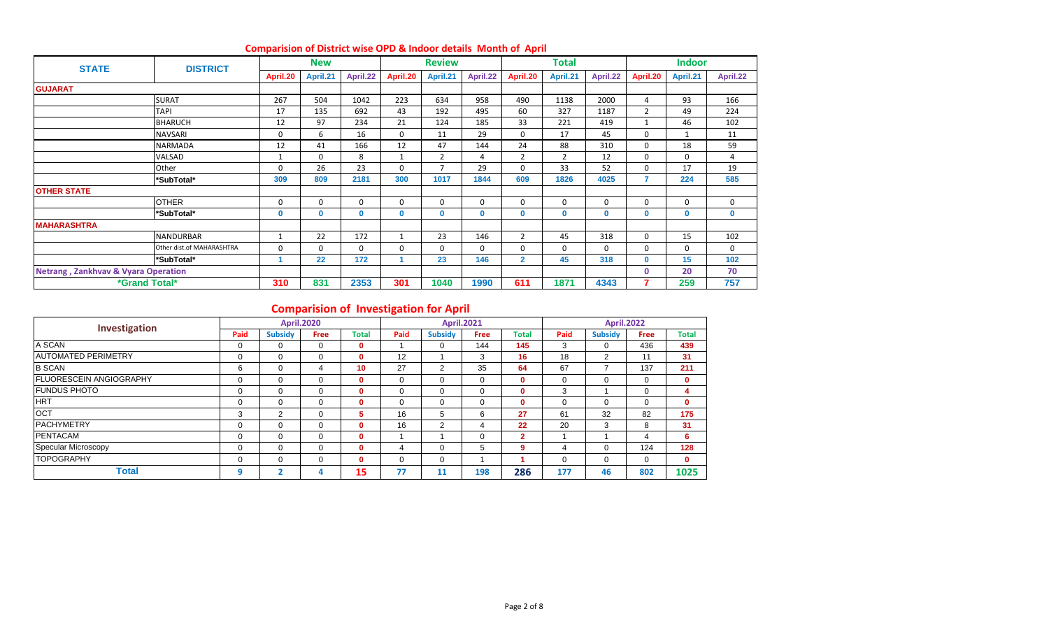## Comparision of District wise OPD & Indoor details Month of April

| STATE | DISTRICT | New | | | Review | | | Total | | | Indoor | | |
|---|---|---|---|---|---|---|---|---|---|---|---|---|---|
| | | April.20 | April.21 | April.22 | April.20 | April.21 | April.22 | April.20 | April.21 | April.22 | April.20 | April.21 | April.22 |
| **GUJARAT** | | | | | | | | | | | | | |
| | SURAT | 267 | 504 | 1042 | 223 | 634 | 958 | 490 | 1138 | 2000 | 4 | 93 | 166 |
| | TAPI | 17 | 135 | 692 | 43 | 192 | 495 | 60 | 327 | 1187 | 2 | 49 | 224 |
| | BHARUCH | 12 | 97 | 234 | 21 | 124 | 185 | 33 | 221 | 419 | 1 | 46 | 102 |
| | NAVSARI | 0 | 6 | 16 | 0 | 11 | 29 | 0 | 17 | 45 | 0 | 1 | 11 |
| | NARMADA | 12 | 41 | 166 | 12 | 47 | 144 | 24 | 88 | 310 | 0 | 18 | 59 |
| | VALSAD | 1 | 0 | 8 | 1 | 2 | 4 | 2 | 2 | 12 | 0 | 0 | 4 |
| | Other | 0 | 26 | 23 | 0 | 7 | 29 | 0 | 33 | 52 | 0 | 17 | 19 |
| | *SubTotal* | 309 | 809 | 2181 | 300 | 1017 | 1844 | 609 | 1826 | 4025 | 7 | 224 | 585 |
| **OTHER STATE** | | | | | | | | | | | | | |
| | OTHER | 0 | 0 | 0 | 0 | 0 | 0 | 0 | 0 | 0 | 0 | 0 | 0 |
| | *SubTotal* | 0 | 0 | 0 | 0 | 0 | 0 | 0 | 0 | 0 | 0 | 0 | 0 |
| **MAHARASHTRA** | | | | | | | | | | | | | |
| | NANDURBAR | 1 | 22 | 172 | 1 | 23 | 146 | 2 | 45 | 318 | 0 | 15 | 102 |
| | Other dist.of MAHARASHTRA | 0 | 0 | 0 | 0 | 0 | 0 | 0 | 0 | 0 | 0 | 0 | 0 |
| | *SubTotal* | 1 | 22 | 172 | 1 | 23 | 146 | 2 | 45 | 318 | 0 | 15 | 102 |
| **Netrang , Zankhvav & Vyara Operation** | | | | | | | | | | | 0 | 20 | 70 |
| ***Grand Total*** | | 310 | 831 | 2353 | 301 | 1040 | 1990 | 611 | 1871 | 4343 | 7 | 259 | 757 |

## Comparision of Investigation for April

| Investigation | April.2020 | | | | April.2021 | | | | April.2022 | | | |
|---|---|---|---|---|---|---|---|---|---|---|---|---|
| | Paid | Subsidy | Free | Total | Paid | Subsidy | Free | Total | Paid | Subsidy | Free | Total |
| A SCAN | 0 | 0 | 0 | 0 | 1 | 0 | 144 | 145 | 3 | 0 | 436 | 439 |
| AUTOMATED PERIMETRY | 0 | 0 | 0 | 0 | 12 | 1 | 3 | 16 | 18 | 2 | 11 | 31 |
| B SCAN | 6 | 0 | 4 | 10 | 27 | 2 | 35 | 64 | 67 | 7 | 137 | 211 |
| FLUORESCEIN ANGIOGRAPHY | 0 | 0 | 0 | 0 | 0 | 0 | 0 | 0 | 0 | 0 | 0 | 0 |
| FUNDUS PHOTO | 0 | 0 | 0 | 0 | 0 | 0 | 0 | 0 | 3 | 1 | 0 | 4 |
| HRT | 0 | 0 | 0 | 0 | 0 | 0 | 0 | 0 | 0 | 0 | 0 | 0 |
| OCT | 3 | 2 | 0 | 5 | 16 | 5 | 6 | 27 | 61 | 32 | 82 | 175 |
| PACHYMETRY | 0 | 0 | 0 | 0 | 16 | 2 | 4 | 22 | 20 | 3 | 8 | 31 |
| PENTACAM | 0 | 0 | 0 | 0 | 1 | 1 | 0 | 2 | 1 | 1 | 4 | 6 |
| Specular Microscopy | 0 | 0 | 0 | 0 | 4 | 0 | 5 | 9 | 4 | 0 | 124 | 128 |
| TOPOGRAPHY | 0 | 0 | 0 | 0 | 0 | 0 | 1 | 1 | 0 | 0 | 0 | 0 |
| **Total** | 9 | 2 | 4 | 15 | 77 | 11 | 198 | 286 | 177 | 46 | 802 | 1025 |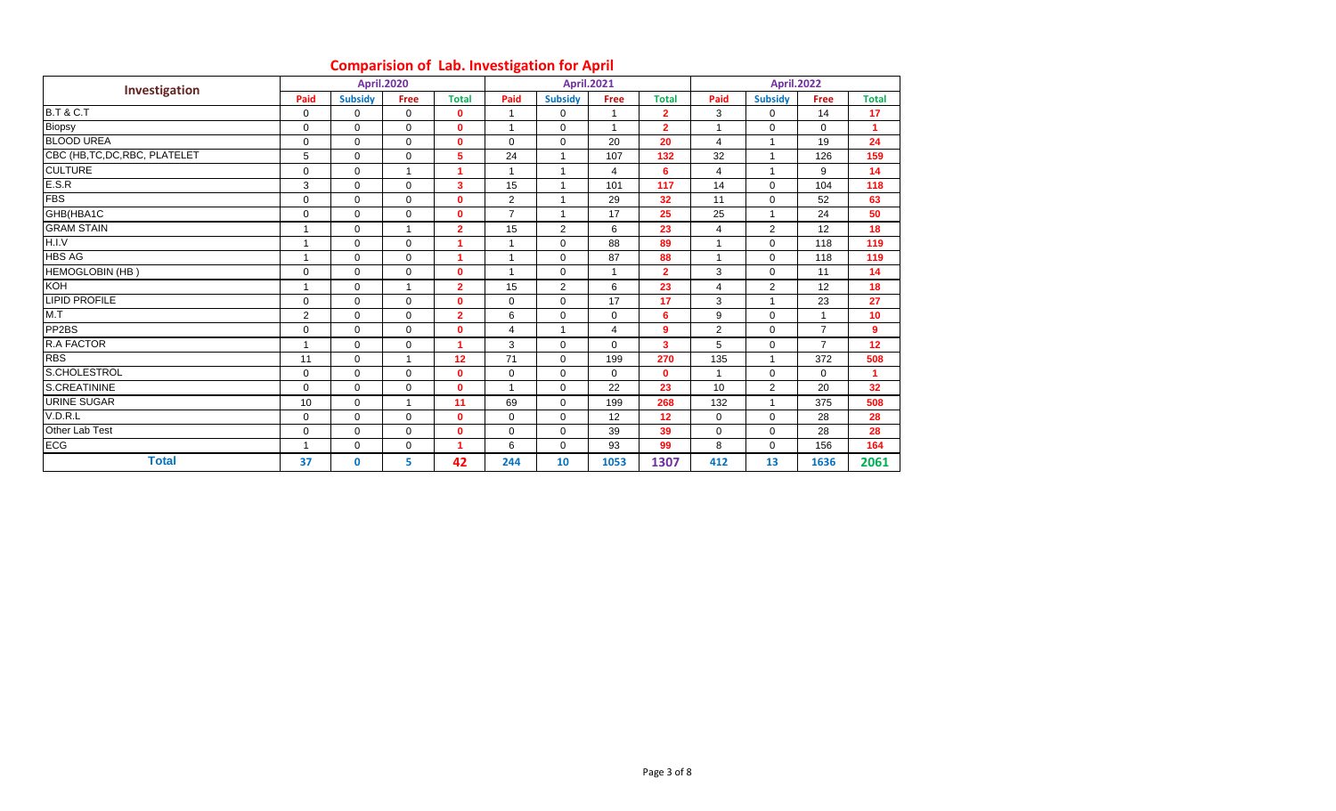## Comparision of Lab. Investigation for April

| Investigation | April.2020 | | | | April.2021 | | | | April.2022 | | | |
|---|---|---|---|---|---|---|---|---|---|---|---|---|
| | Paid | Subsidy | Free | Total | Paid | Subsidy | Free | Total | Paid | Subsidy | Free | Total |
| B.T & C.T | 0 | 0 | 0 | 0 | 1 | 0 | 1 | 2 | 3 | 0 | 14 | 17 |
| Biopsy | 0 | 0 | 0 | 0 | 1 | 0 | 1 | 2 | 1 | 0 | 0 | 1 |
| BLOOD UREA | 0 | 0 | 0 | 0 | 0 | 0 | 20 | 20 | 4 | 1 | 19 | 24 |
| CBC (HB,TC,DC,RBC, PLATELET | 5 | 0 | 0 | 5 | 24 | 1 | 107 | 132 | 32 | 1 | 126 | 159 |
| CULTURE | 0 | 0 | 1 | 1 | 1 | 1 | 4 | 6 | 4 | 1 | 9 | 14 |
| E.S.R | 3 | 0 | 0 | 3 | 15 | 1 | 101 | 117 | 14 | 0 | 104 | 118 |
| FBS | 0 | 0 | 0 | 0 | 2 | 1 | 29 | 32 | 11 | 0 | 52 | 63 |
| GHB(HBA1C | 0 | 0 | 0 | 0 | 7 | 1 | 17 | 25 | 25 | 1 | 24 | 50 |
| GRAM STAIN | 1 | 0 | 1 | 2 | 15 | 2 | 6 | 23 | 4 | 2 | 12 | 18 |
| H.I.V | 1 | 0 | 0 | 1 | 1 | 0 | 88 | 89 | 1 | 0 | 118 | 119 |
| HBS AG | 1 | 0 | 0 | 1 | 1 | 0 | 87 | 88 | 1 | 0 | 118 | 119 |
| HEMOGLOBIN (HB ) | 0 | 0 | 0 | 0 | 1 | 0 | 1 | 2 | 3 | 0 | 11 | 14 |
| KOH | 1 | 0 | 1 | 2 | 15 | 2 | 6 | 23 | 4 | 2 | 12 | 18 |
| LIPID PROFILE | 0 | 0 | 0 | 0 | 0 | 0 | 17 | 17 | 3 | 1 | 23 | 27 |
| M.T | 2 | 0 | 0 | 2 | 6 | 0 | 0 | 6 | 9 | 0 | 1 | 10 |
| PP2BS | 0 | 0 | 0 | 0 | 4 | 1 | 4 | 9 | 2 | 0 | 7 | 9 |
| R.A FACTOR | 1 | 0 | 0 | 1 | 3 | 0 | 0 | 3 | 5 | 0 | 7 | 12 |
| RBS | 11 | 0 | 1 | 12 | 71 | 0 | 199 | 270 | 135 | 1 | 372 | 508 |
| S.CHOLESTROL | 0 | 0 | 0 | 0 | 0 | 0 | 0 | 0 | 1 | 0 | 0 | 1 |
| S.CREATININE | 0 | 0 | 0 | 0 | 1 | 0 | 22 | 23 | 10 | 2 | 20 | 32 |
| URINE SUGAR | 10 | 0 | 1 | 11 | 69 | 0 | 199 | 268 | 132 | 1 | 375 | 508 |
| V.D.R.L | 0 | 0 | 0 | 0 | 0 | 0 | 12 | 12 | 0 | 0 | 28 | 28 |
| Other Lab Test | 0 | 0 | 0 | 0 | 0 | 0 | 39 | 39 | 0 | 0 | 28 | 28 |
| ECG | 1 | 0 | 0 | 1 | 6 | 0 | 93 | 99 | 8 | 0 | 156 | 164 |
| **Total** | 37 | 0 | 5 | 42 | 244 | 10 | 1053 | 1307 | 412 | 13 | 1636 | 2061 |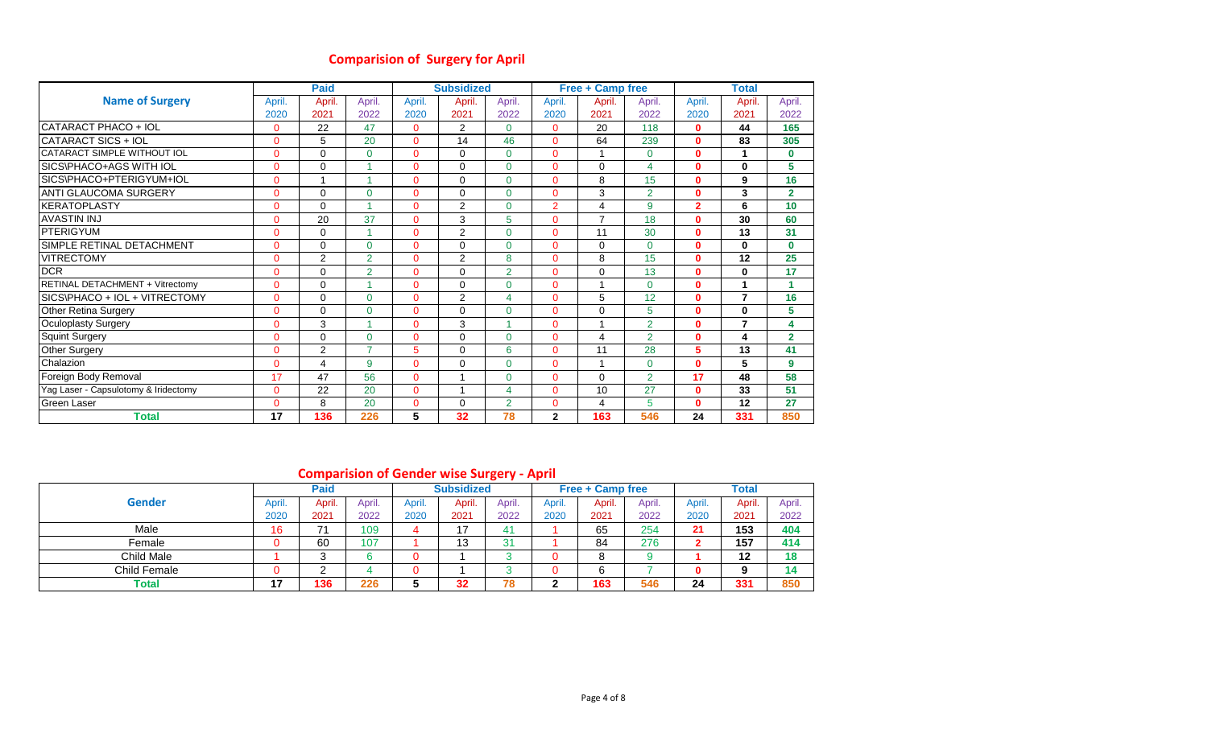## Comparision of Surgery for April

| Name of Surgery | Paid | | | Subsidized | | | Free + Camp free | | | Total | | |
|---|---|---|---|---|---|---|---|---|---|---|---|---|
| | April. 2020 | April. 2021 | April. 2022 | April. 2020 | April. 2021 | April. 2022 | April. 2020 | April. 2021 | April. 2022 | April. 2020 | April. 2021 | April. 2022 |
| CATARACT PHACO + IOL | 0 | 22 | 47 | 0 | 2 | 0 | 0 | 20 | 118 | 0 | 44 | 165 |
| CATARACT SICS + IOL | 0 | 5 | 20 | 0 | 14 | 46 | 0 | 64 | 239 | 0 | 83 | 305 |
| CATARACT SIMPLE WITHOUT IOL | 0 | 0 | 0 | 0 | 0 | 0 | 0 | 1 | 0 | 0 | 1 | 0 |
| SICS\PHACO+AGS WITH IOL | 0 | 0 | 1 | 0 | 0 | 0 | 0 | 0 | 4 | 0 | 0 | 5 |
| SICS\PHACO+PTERIGYUM+IOL | 0 | 1 | 1 | 0 | 0 | 0 | 0 | 8 | 15 | 0 | 9 | 16 |
| ANTI GLAUCOMA SURGERY | 0 | 0 | 0 | 0 | 0 | 0 | 0 | 3 | 2 | 0 | 3 | 2 |
| KERATOPLASTY | 0 | 0 | 1 | 0 | 2 | 0 | 2 | 4 | 9 | 2 | 6 | 10 |
| AVASTIN INJ | 0 | 20 | 37 | 0 | 3 | 5 | 0 | 7 | 18 | 0 | 30 | 60 |
| PTERIGYUM | 0 | 0 | 1 | 0 | 2 | 0 | 0 | 11 | 30 | 0 | 13 | 31 |
| SIMPLE RETINAL DETACHMENT | 0 | 0 | 0 | 0 | 0 | 0 | 0 | 0 | 0 | 0 | 0 | 0 |
| VITRECTOMY | 0 | 2 | 2 | 0 | 2 | 8 | 0 | 8 | 15 | 0 | 12 | 25 |
| DCR | 0 | 0 | 2 | 0 | 0 | 2 | 0 | 0 | 13 | 0 | 0 | 17 |
| RETINAL DETACHMENT + Vitrectomy | 0 | 0 | 1 | 0 | 0 | 0 | 0 | 1 | 0 | 0 | 1 | 1 |
| SICS\PHACO + IOL + VITRECTOMY | 0 | 0 | 0 | 0 | 2 | 4 | 0 | 5 | 12 | 0 | 7 | 16 |
| Other Retina Surgery | 0 | 0 | 0 | 0 | 0 | 0 | 0 | 0 | 5 | 0 | 0 | 5 |
| Oculoplasty Surgery | 0 | 3 | 1 | 0 | 3 | 1 | 0 | 1 | 2 | 0 | 7 | 4 |
| Squint Surgery | 0 | 0 | 0 | 0 | 0 | 0 | 0 | 4 | 2 | 0 | 4 | 2 |
| Other Surgery | 0 | 2 | 7 | 5 | 0 | 6 | 0 | 11 | 28 | 5 | 13 | 41 |
| Chalazion | 0 | 4 | 9 | 0 | 0 | 0 | 0 | 1 | 0 | 0 | 5 | 9 |
| Foreign Body Removal | 17 | 47 | 56 | 0 | 1 | 0 | 0 | 0 | 2 | 17 | 48 | 58 |
| Yag Laser - Capsulotomy & Iridectomy | 0 | 22 | 20 | 0 | 1 | 4 | 0 | 10 | 27 | 0 | 33 | 51 |
| Green Laser | 0 | 8 | 20 | 0 | 0 | 2 | 0 | 4 | 5 | 0 | 12 | 27 |
| **Total** | **17** | **136** | **226** | **5** | **32** | **78** | **2** | **163** | **546** | **24** | **331** | **850** |

## Comparision of Gender wise Surgery - April

| Gender | Paid | | | Subsidized | | | Free + Camp free | | | Total | | |
|---|---|---|---|---|---|---|---|---|---|---|---|---|
| | April. 2020 | April. 2021 | April. 2022 | April. 2020 | April. 2021 | April. 2022 | April. 2020 | April. 2021 | April. 2022 | April. 2020 | April. 2021 | April. 2022 |
| Male | 16 | 71 | 109 | 4 | 17 | 41 | 1 | 65 | 254 | 21 | 153 | 404 |
| Female | 0 | 60 | 107 | 1 | 13 | 31 | 1 | 84 | 276 | 2 | 157 | 414 |
| Child Male | 1 | 3 | 6 | 0 | 1 | 3 | 0 | 8 | 9 | 1 | 12 | 18 |
| Child Female | 0 | 2 | 4 | 0 | 1 | 3 | 0 | 6 | 7 | 0 | 9 | 14 |
| **Total** | **17** | **136** | **226** | **5** | **32** | **78** | **2** | **163** | **546** | **24** | **331** | **850** |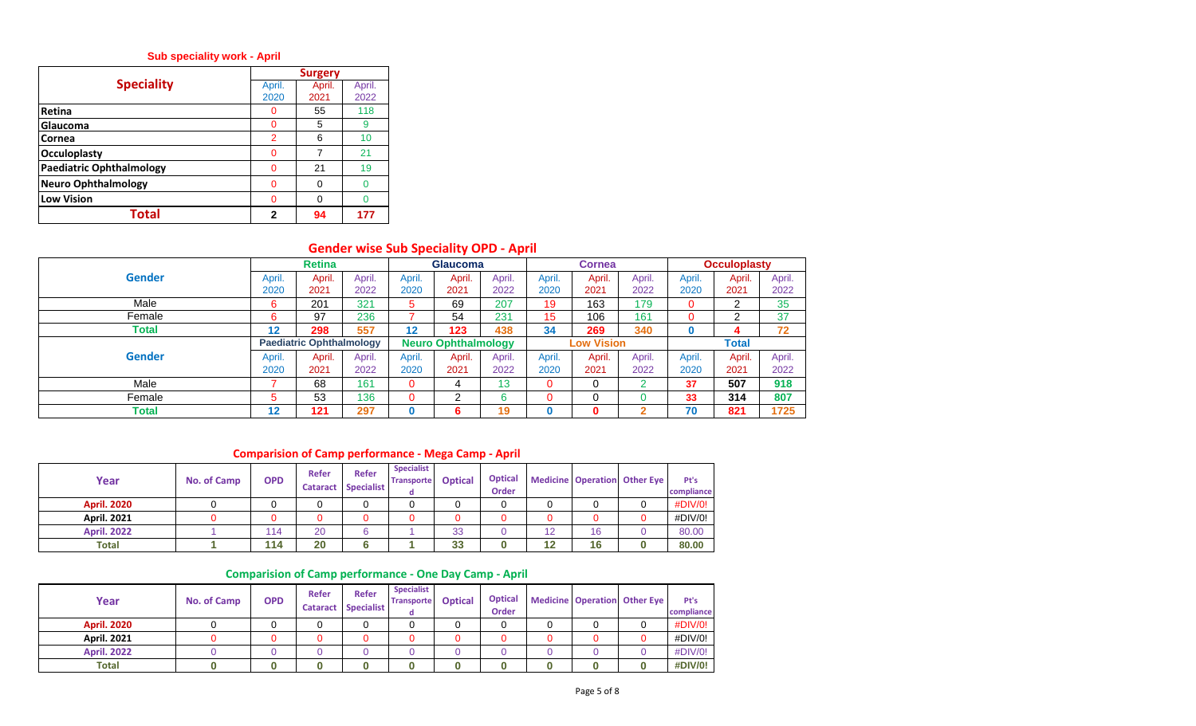## Sub speciality work - April

| Speciality | Surgery | | |
|---|---|---|---|
| | April. 2020 | April. 2021 | April. 2022 |
| Retina | 0 | 55 | 118 |
| Glaucoma | 0 | 5 | 9 |
| Cornea | 2 | 6 | 10 |
| Occuloplasty | 0 | 7 | 21 |
| Paediatric Ophthalmology | 0 | 21 | 19 |
| Neuro Ophthalmology | 0 | 0 | 0 |
| Low Vision | 0 | 0 | 0 |
| **Total** | **2** | **94** | **177** |

## Gender wise Sub Speciality OPD - April

| Gender | Retina | | | Glaucoma | | | Cornea | | | Occuloplasty | | |
|---|---|---|---|---|---|---|---|---|---|---|---|---|
| | April. 2020 | April. 2021 | April. 2022 | April. 2020 | April. 2021 | April. 2022 | April. 2020 | April. 2021 | April. 2022 | April. 2020 | April. 2021 | April. 2022 |
| Male | 6 | 201 | 321 | 5 | 69 | 207 | 19 | 163 | 179 | 0 | 2 | 35 |
| Female | 6 | 97 | 236 | 7 | 54 | 231 | 15 | 106 | 161 | 0 | 2 | 37 |
| **Total** | **12** | **298** | **557** | **12** | **123** | **438** | **34** | **269** | **340** | **0** | **4** | **72** |
| **Gender** | **Paediatric Ophthalmology** | | | **Neuro Ophthalmology** | | | **Low Vision** | | | **Total** | | |
| | April. 2020 | April. 2021 | April. 2022 | April. 2020 | April. 2021 | April. 2022 | April. 2020 | April. 2021 | April. 2022 | April. 2020 | April. 2021 | April. 2022 |
| Male | 7 | 68 | 161 | 0 | 4 | 13 | 0 | 0 | 2 | 37 | 507 | 918 |
| Female | 5 | 53 | 136 | 0 | 2 | 6 | 0 | 0 | 0 | 33 | 314 | 807 |
| **Total** | **12** | **121** | **297** | **0** | **6** | **19** | **0** | **0** | **2** | **70** | **821** | **1725** |

## Comparision of Camp performance - Mega Camp - April

| Year | No. of Camp | OPD | Refer Cataract | Refer Specialist | Specialist Transported | Optical | Optical Order | Medicine | Operation | Other Eye | Pt's compliance |
|---|---|---|---|---|---|---|---|---|---|---|---|
| April. 2020 | 0 | 0 | 0 | 0 | 0 | 0 | 0 | 0 | 0 | 0 | #DIV/0! |
| April. 2021 | 0 | 0 | 0 | 0 | 0 | 0 | 0 | 0 | 0 | 0 | #DIV/0! |
| April. 2022 | 1 | 114 | 20 | 6 | 1 | 33 | 0 | 12 | 16 | 0 | 80.00 |
| **Total** | **1** | **114** | **20** | **6** | **1** | **33** | **0** | **12** | **16** | **0** | **80.00** |

## Comparision of Camp performance - One Day Camp - April

| Year | No. of Camp | OPD | Refer Cataract | Refer Specialist | Specialist Transported | Optical | Optical Order | Medicine | Operation | Other Eye | Pt's compliance |
|---|---|---|---|---|---|---|---|---|---|---|---|
| April. 2020 | 0 | 0 | 0 | 0 | 0 | 0 | 0 | 0 | 0 | 0 | #DIV/0! |
| April. 2021 | 0 | 0 | 0 | 0 | 0 | 0 | 0 | 0 | 0 | 0 | #DIV/0! |
| April. 2022 | 0 | 0 | 0 | 0 | 0 | 0 | 0 | 0 | 0 | 0 | #DIV/0! |
| **Total** | **0** | **0** | **0** | **0** | **0** | **0** | **0** | **0** | **0** | **0** | **#DIV/0!** |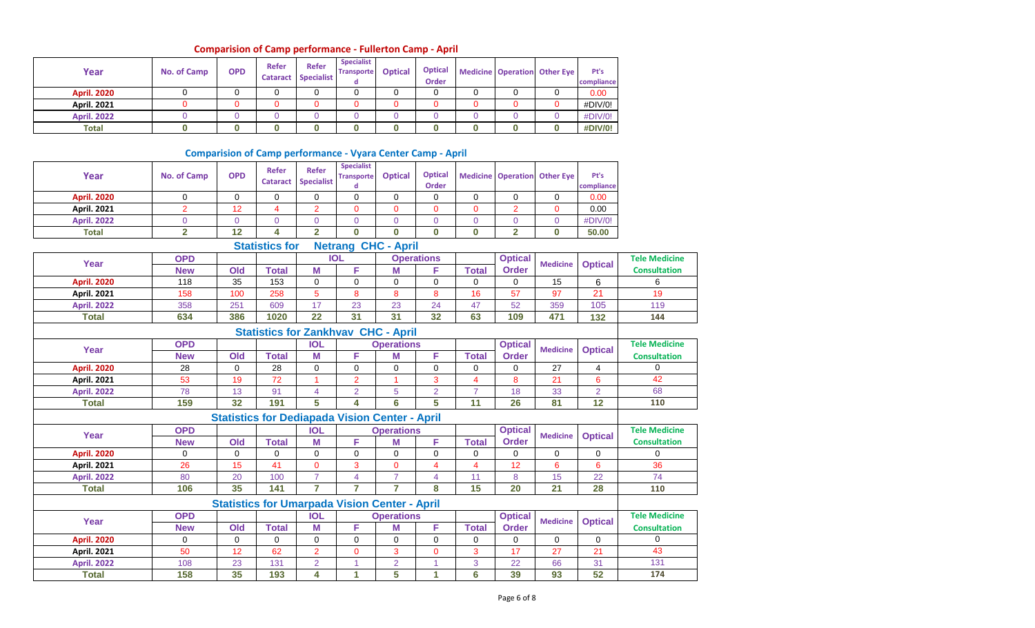## Comparision of Camp performance - Fullerton Camp - April

| Year | No. of Camp | OPD | Refer Cataract | Refer Specialist | Specialist Transported | Optical | Optical Order | Medicine | Operation | Other Eye | Pt's compliance |
|---|---|---|---|---|---|---|---|---|---|---|---|
| April. 2020 | 0 | 0 | 0 | 0 | 0 | 0 | 0 | 0 | 0 | 0 | 0.00 |
| April. 2021 | 0 | 0 | 0 | 0 | 0 | 0 | 0 | 0 | 0 | 0 | #DIV/0! |
| April. 2022 | 0 | 0 | 0 | 0 | 0 | 0 | 0 | 0 | 0 | 0 | #DIV/0! |
| Total | 0 | 0 | 0 | 0 | 0 | 0 | 0 | 0 | 0 | 0 | #DIV/0! |

## Comparision of Camp performance - Vyara Center Camp - April

| Year | No. of Camp | OPD | Refer Cataract | Refer Specialist | Specialist Transported | Optical | Optical Order | Medicine | Operation | Other Eye | Pt's compliance |
|---|---|---|---|---|---|---|---|---|---|---|---|
| April. 2020 | 0 | 0 | 0 | 0 | 0 | 0 | 0 | 0 | 0 | 0 | 0.00 |
| April. 2021 | 2 | 12 | 4 | 2 | 0 | 0 | 0 | 0 | 2 | 0 | 0.00 |
| April. 2022 | 0 | 0 | 0 | 0 | 0 | 0 | 0 | 0 | 0 | 0 | #DIV/0! |
| Total | 2 | 12 | 4 | 2 | 0 | 0 | 0 | 0 | 2 | 0 | 50.00 |

## Statistics for Netrang CHC - April

| Year | OPD | | | IOL | | Operations | | | Optical | Medicine | Optical | Tele Medicine |
|---|---|---|---|---|---|---|---|---|---|---|---|---|
| | New | Old | Total | M | F | M | F | Total | Order | | | Consultation |
| April. 2020 | 118 | 35 | 153 | 0 | 0 | 0 | 0 | 0 | 0 | 15 | 6 | 6 |
| April. 2021 | 158 | 100 | 258 | 5 | 8 | 8 | 8 | 16 | 57 | 97 | 21 | 19 |
| April. 2022 | 358 | 251 | 609 | 17 | 23 | 23 | 24 | 47 | 52 | 359 | 105 | 119 |
| Total | 634 | 386 | 1020 | 22 | 31 | 31 | 32 | 63 | 109 | 471 | 132 | 144 |

## Statistics for Zankhvav CHC - April

| Year | OPD | | | IOL | | Operations | | | Optical | Medicine | Optical | Tele Medicine |
|---|---|---|---|---|---|---|---|---|---|---|---|---|
| | New | Old | Total | M | F | M | F | Total | Order | | | Consultation |
| April. 2020 | 28 | 0 | 28 | 0 | 0 | 0 | 0 | 0 | 0 | 27 | 4 | 0 |
| April. 2021 | 53 | 19 | 72 | 1 | 2 | 1 | 3 | 4 | 8 | 21 | 6 | 42 |
| April. 2022 | 78 | 13 | 91 | 4 | 2 | 5 | 2 | 7 | 18 | 33 | 2 | 68 |
| Total | 159 | 32 | 191 | 5 | 4 | 6 | 5 | 11 | 26 | 81 | 12 | 110 |

## Statistics for Dediapada Vision Center - April

| Year | OPD | | | IOL | | Operations | | | Optical | Medicine | Optical | Tele Medicine |
|---|---|---|---|---|---|---|---|---|---|---|---|---|
| | New | Old | Total | M | F | M | F | Total | Order | | | Consultation |
| April. 2020 | 0 | 0 | 0 | 0 | 0 | 0 | 0 | 0 | 0 | 0 | 0 | 0 |
| April. 2021 | 26 | 15 | 41 | 0 | 3 | 0 | 4 | 4 | 12 | 6 | 6 | 36 |
| April. 2022 | 80 | 20 | 100 | 7 | 4 | 7 | 4 | 11 | 8 | 15 | 22 | 74 |
| Total | 106 | 35 | 141 | 7 | 7 | 7 | 8 | 15 | 20 | 21 | 28 | 110 |

## Statistics for Umarpada Vision Center - April

| Year | OPD | | | IOL | | Operations | | | Optical | Medicine | Optical | Tele Medicine |
|---|---|---|---|---|---|---|---|---|---|---|---|---|
| | New | Old | Total | M | F | M | F | Total | Order | | | Consultation |
| April. 2020 | 0 | 0 | 0 | 0 | 0 | 0 | 0 | 0 | 0 | 0 | 0 | 0 |
| April. 2021 | 50 | 12 | 62 | 2 | 0 | 3 | 0 | 3 | 17 | 27 | 21 | 43 |
| April. 2022 | 108 | 23 | 131 | 2 | 1 | 2 | 1 | 3 | 22 | 66 | 31 | 131 |
| Total | 158 | 35 | 193 | 4 | 1 | 5 | 1 | 6 | 39 | 93 | 52 | 174 |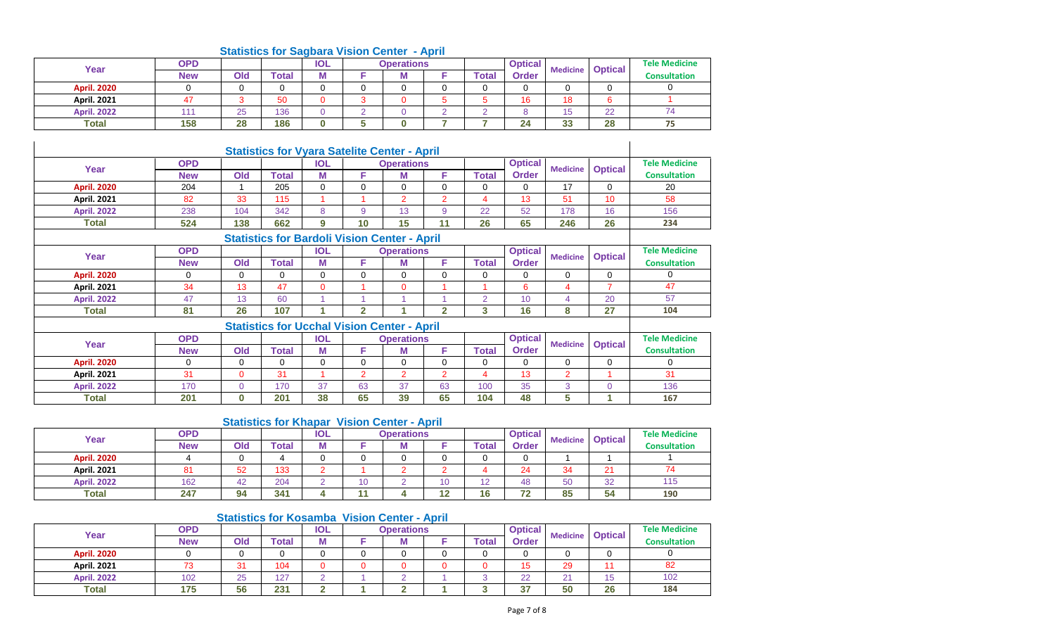## Statistics for Sagbara Vision Center - April

| Year | OPD | | | IOL | Operations | | | | Optical | Medicine | Optical | Tele Medicine |
|---|---|---|---|---|---|---|---|---|---|---|---|---|
| | New | Old | Total | M | F | M | F | Total | Order | | | Consultation |
| April. 2020 | 0 | 0 | 0 | 0 | 0 | 0 | 0 | 0 | 0 | 0 | 0 | 0 |
| April. 2021 | 47 | 3 | 50 | 0 | 3 | 0 | 5 | 5 | 16 | 18 | 6 | 1 |
| April. 2022 | 111 | 25 | 136 | 0 | 2 | 0 | 2 | 2 | 8 | 15 | 22 | 74 |
| Total | 158 | 28 | 186 | 0 | 5 | 0 | 7 | 7 | 24 | 33 | 28 | 75 |

## Statistics for Vyara Satelite Center - April

| Year | OPD | | | IOL | Operations | | | | Optical | Medicine | Optical | Tele Medicine |
|---|---|---|---|---|---|---|---|---|---|---|---|---|
| | New | Old | Total | M | F | M | F | Total | Order | | | Consultation |
| April. 2020 | 204 | 1 | 205 | 0 | 0 | 0 | 0 | 0 | 0 | 17 | 0 | 20 |
| April. 2021 | 82 | 33 | 115 | 1 | 1 | 2 | 2 | 4 | 13 | 51 | 10 | 58 |
| April. 2022 | 238 | 104 | 342 | 8 | 9 | 13 | 9 | 22 | 52 | 178 | 16 | 156 |
| Total | 524 | 138 | 662 | 9 | 10 | 15 | 11 | 26 | 65 | 246 | 26 | 234 |

## Statistics for Bardoli Vision Center - April

| Year | OPD | | | IOL | Operations | | | | Optical | Medicine | Optical | Tele Medicine |
|---|---|---|---|---|---|---|---|---|---|---|---|---|
| | New | Old | Total | M | F | M | F | Total | Order | | | Consultation |
| April. 2020 | 0 | 0 | 0 | 0 | 0 | 0 | 0 | 0 | 0 | 0 | 0 | 0 |
| April. 2021 | 34 | 13 | 47 | 0 | 1 | 0 | 1 | 1 | 6 | 4 | 7 | 47 |
| April. 2022 | 47 | 13 | 60 | 1 | 1 | 1 | 1 | 2 | 10 | 4 | 20 | 57 |
| Total | 81 | 26 | 107 | 1 | 2 | 1 | 2 | 3 | 16 | 8 | 27 | 104 |

## Statistics for Ucchal Vision Center - April

| Year | OPD | | | IOL | Operations | | | | Optical | Medicine | Optical | Tele Medicine |
|---|---|---|---|---|---|---|---|---|---|---|---|---|
| | New | Old | Total | M | F | M | F | Total | Order | | | Consultation |
| April. 2020 | 0 | 0 | 0 | 0 | 0 | 0 | 0 | 0 | 0 | 0 | 0 | 0 |
| April. 2021 | 31 | 0 | 31 | 1 | 2 | 2 | 2 | 4 | 13 | 2 | 1 | 31 |
| April. 2022 | 170 | 0 | 170 | 37 | 63 | 37 | 63 | 100 | 35 | 3 | 0 | 136 |
| Total | 201 | 0 | 201 | 38 | 65 | 39 | 65 | 104 | 48 | 5 | 1 | 167 |

## Statistics for Khapar Vision Center - April

| Year | OPD | | | IOL | Operations | | | | Optical | Medicine | Optical | Tele Medicine |
|---|---|---|---|---|---|---|---|---|---|---|---|---|
| | New | Old | Total | M | F | M | F | Total | Order | | | Consultation |
| April. 2020 | 4 | 0 | 4 | 0 | 0 | 0 | 0 | 0 | 0 | 1 | 1 | 1 |
| April. 2021 | 81 | 52 | 133 | 2 | 1 | 2 | 2 | 4 | 24 | 34 | 21 | 74 |
| April. 2022 | 162 | 42 | 204 | 2 | 10 | 2 | 10 | 12 | 48 | 50 | 32 | 115 |
| Total | 247 | 94 | 341 | 4 | 11 | 4 | 12 | 16 | 72 | 85 | 54 | 190 |

## Statistics for Kosamba Vision Center - April

| Year | OPD | | | IOL | Operations | | | | Optical | Medicine | Optical | Tele Medicine |
|---|---|---|---|---|---|---|---|---|---|---|---|---|
| | New | Old | Total | M | F | M | F | Total | Order | | | Consultation |
| April. 2020 | 0 | 0 | 0 | 0 | 0 | 0 | 0 | 0 | 0 | 0 | 0 | 0 |
| April. 2021 | 73 | 31 | 104 | 0 | 0 | 0 | 0 | 0 | 15 | 29 | 11 | 82 |
| April. 2022 | 102 | 25 | 127 | 2 | 1 | 2 | 1 | 3 | 22 | 21 | 15 | 102 |
| Total | 175 | 56 | 231 | 2 | 1 | 2 | 1 | 3 | 37 | 50 | 26 | 184 |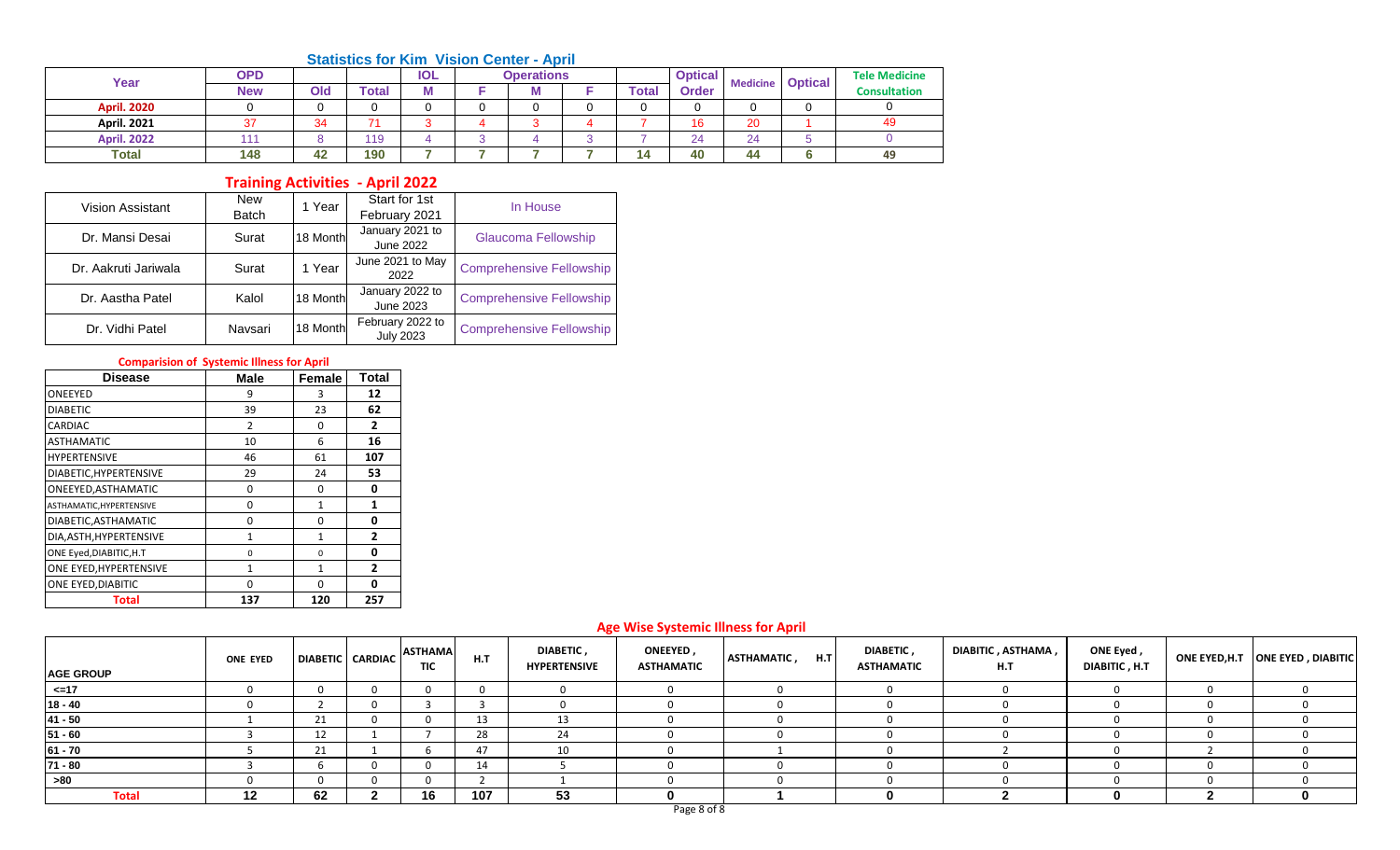## Statistics for Kim Vision Center - April

| Year | OPD | | | IOL | Operations | | | | Optical | Medicine | Optical | Tele Medicine |
|---|---|---|---|---|---|---|---|---|---|---|---|---|
| | New | Old | Total | M | F | M | F | Total | Order | | | Consultation |
| April. 2020 | 0 | 0 | 0 | 0 | 0 | 0 | 0 | 0 | 0 | 0 | 0 | 0 |
| April. 2021 | 37 | 34 | 71 | 3 | 4 | 3 | 4 | 7 | 16 | 20 | 1 | 49 |
| April. 2022 | 111 | 8 | 119 | 4 | 3 | 4 | 3 | 7 | 24 | 24 | 5 | 0 |
| Total | 148 | 42 | 190 | 7 | 7 | 7 | 7 | 14 | 40 | 44 | 6 | 49 |

## Training Activities - April 2022

| | | | | |
|---|---|---|---|---|
| Vision Assistant | New Batch | 1 Year | Start for 1st February 2021 | In House |
| Dr. Mansi Desai | Surat | 18 Month | January 2021 to June 2022 | Glaucoma Fellowship |
| Dr. Aakruti Jariwala | Surat | 1 Year | June 2021 to May 2022 | Comprehensive Fellowship |
| Dr. Aastha Patel | Kalol | 18 Month | January 2022 to June 2023 | Comprehensive Fellowship |
| Dr. Vidhi Patel | Navsari | 18 Month | February 2022 to July 2023 | Comprehensive Fellowship |

### Comparision of Systemic Illness for April

| Disease | Male | Female | Total |
|---|---|---|---|
| ONEEYED | 9 | 3 | 12 |
| DIABETIC | 39 | 23 | 62 |
| CARDIAC | 2 | 0 | 2 |
| ASTHAMATIC | 10 | 6 | 16 |
| HYPERTENSIVE | 46 | 61 | 107 |
| DIABETIC,HYPERTENSIVE | 29 | 24 | 53 |
| ONEEYED,ASTHAMATIC | 0 | 0 | 0 |
| ASTHAMATIC,HYPERTENSIVE | 0 | 1 | 1 |
| DIABETIC,ASTHAMATIC | 0 | 0 | 0 |
| DIA,ASTH,HYPERTENSIVE | 1 | 1 | 2 |
| ONE Eyed,DIABETIC,H.T | 0 | 0 | 0 |
| ONE EYED,HYPERTENSIVE | 1 | 1 | 2 |
| ONE EYED,DIABETIC | 0 | 0 | 0 |
| Total | 137 | 120 | 257 |

### Age Wise Systemic Illness for April

| AGE GROUP | ONE EYED | DIABETIC | CARDIAC | ASTHAMATIC | H.T | DIABETIC , HYPERTENSIVE | ONEEYED , ASTHAMATIC | ASTHAMATIC , H.T | DIABETIC , ASTHAMATIC | DIABITIC , ASTHAMA , H.T | ONE Eyed , DIABITIC , H.T | ONE EYED,H.T | ONE EYED , DIABITIC |
|---|---|---|---|---|---|---|---|---|---|---|---|---|---|
| <=17 | 0 | 0 | 0 | 0 | 0 | 0 | 0 | 0 | 0 | 0 | 0 | 0 | 0 |
| 18 - 40 | 0 | 2 | 0 | 3 | 3 | 0 | 0 | 0 | 0 | 0 | 0 | 0 | 0 |
| 41 - 50 | 1 | 21 | 0 | 0 | 13 | 13 | 0 | 0 | 0 | 0 | 0 | 0 | 0 |
| 51 - 60 | 3 | 12 | 1 | 7 | 28 | 24 | 0 | 0 | 0 | 0 | 0 | 0 | 0 |
| 61 - 70 | 5 | 21 | 1 | 6 | 47 | 10 | 0 | 1 | 0 | 2 | 0 | 2 | 0 |
| 71 - 80 | 3 | 6 | 0 | 0 | 14 | 5 | 0 | 0 | 0 | 0 | 0 | 0 | 0 |
| >80 | 0 | 0 | 0 | 0 | 2 | 1 | 0 | 0 | 0 | 0 | 0 | 0 | 0 |
| Total | 12 | 62 | 2 | 16 | 107 | 53 | 0 | 1 | 0 | 2 | 0 | 2 | 0 |